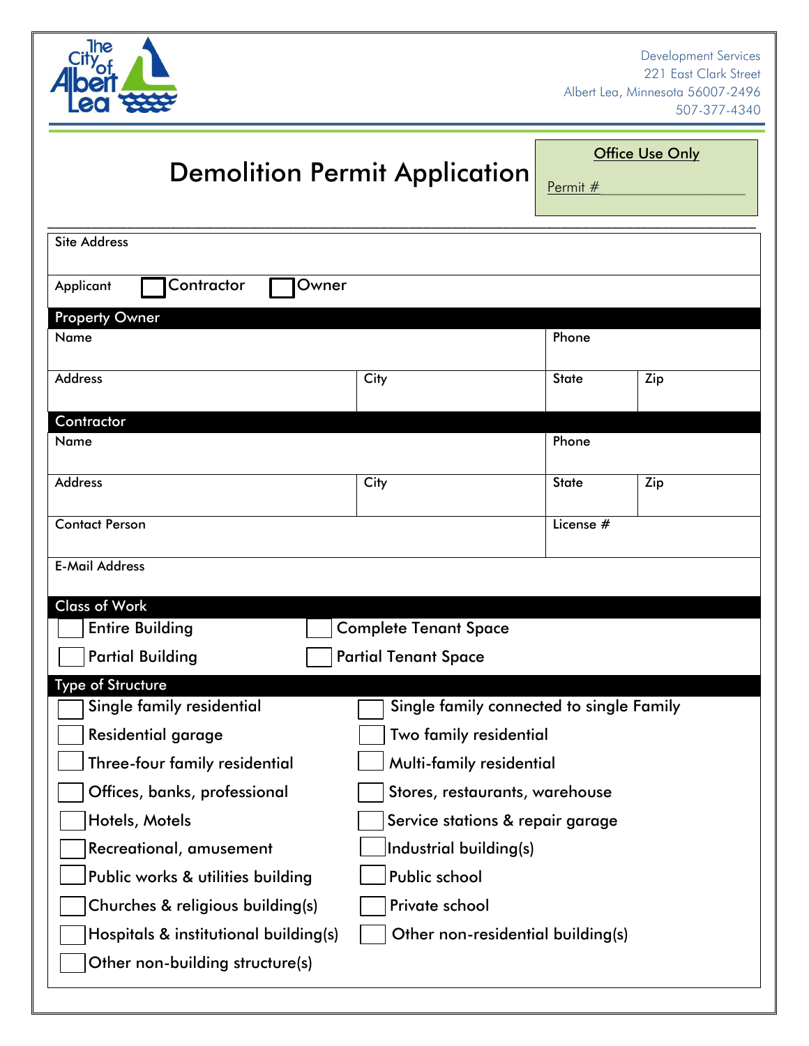Development Services
221 East Clark Street
Albert Lea, Minnesota 56007-2496
507-377-4340

# Demolition Permit Application

**Office Use Only**

Permit # ____________________

| Site Address | | | |
|---|---|---|---|
| Applicant ☐ Contractor ☐ Owner | | | |

**Property Owner**

| Name | | Phone | |
|---|---|---|---|
| Address | City | State | Zip |

**Contractor**

| Name | | Phone | |
|---|---|---|---|
| Address | City | State | Zip |
| Contact Person | | License # | |
| E-Mail Address | | | |

**Class of Work**

- ☐ Entire Building
- ☐ Complete Tenant Space
- ☐ Partial Building
- ☐ Partial Tenant Space

**Type of Structure**

- ☐ Single family residential
- ☐ Single family connected to single Family
- ☐ Residential garage
- ☐ Two family residential
- ☐ Three-four family residential
- ☐ Multi-family residential
- ☐ Offices, banks, professional
- ☐ Stores, restaurants, warehouse
- ☐ Hotels, Motels
- ☐ Service stations & repair garage
- ☐ Recreational, amusement
- ☐ Industrial building(s)
- ☐ Public works & utilities building
- ☐ Public school
- ☐ Churches & religious building(s)
- ☐ Private school
- ☐ Hospitals & institutional building(s)
- ☐ Other non-residential building(s)
- ☐ Other non-building structure(s)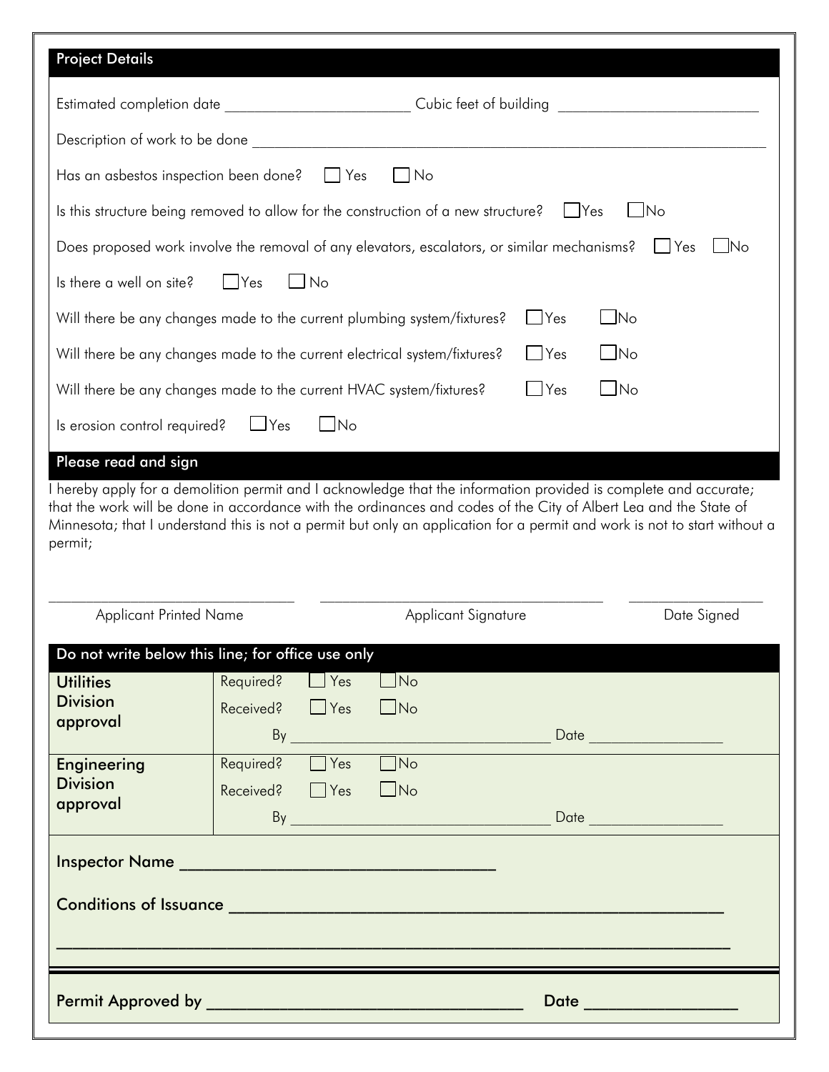## Project Details

Estimated completion date ______________________ Cubic feet of building ______________________

Description of work to be done ______________________________________________________________

Has an asbestos inspection been done? ☐ Yes ☐ No

Is this structure being removed to allow for the construction of a new structure? ☐ Yes ☐ No

Does proposed work involve the removal of any elevators, escalators, or similar mechanisms? ☐ Yes ☐ No

Is there a well on site? ☐ Yes ☐ No

Will there be any changes made to the current plumbing system/fixtures? ☐ Yes ☐ No

Will there be any changes made to the current electrical system/fixtures? ☐ Yes ☐ No

Will there be any changes made to the current HVAC system/fixtures? ☐ Yes ☐ No

Is erosion control required? ☐ Yes ☐ No

## Please read and sign

I hereby apply for a demolition permit and I acknowledge that the information provided is complete and accurate; that the work will be done in accordance with the ordinances and codes of the City of Albert Lea and the State of Minnesota; that I understand this is not a permit but only an application for a permit and work is not to start without a permit;

______________________ ______________________ ______________________

Applicant Printed Name Applicant Signature Date Signed

## Do not write below this line; for office use only

| | |
|---|---|
| **Utilities Division approval** | Required? ☐ Yes ☐ No<br>Received? ☐ Yes ☐ No<br>By ______________________ Date ______________ |
| **Engineering Division approval** | Required? ☐ Yes ☐ No<br>Received? ☐ Yes ☐ No<br>By ______________________ Date ______________ |

**Inspector Name** ______________________________

**Conditions of Issuance** ______________________________________________________

______________________________________________________________________________

**Permit Approved by** ______________________________ **Date** ______________